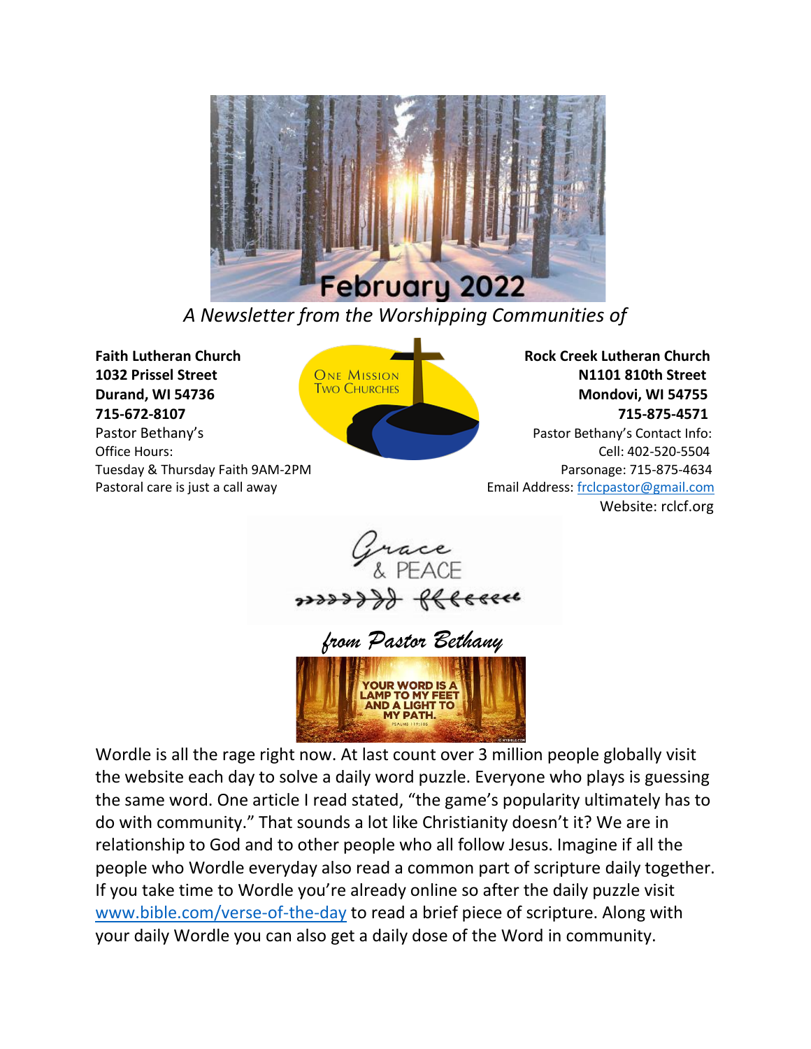# February 2022

*A Newsletter from the Worshipping Communities of*

ONE MISSION
TWO CHURCHES

**Faith Lutheran Church**
**1032 Prissel Street**
**Durand, WI 54736**
**715-672-8107**
Pastor Bethany's
Office Hours:
Tuesday & Thursday Faith 9AM-2PM
Pastoral care is just a call away

**Rock Creek Lutheran Church**
**N1101 810th Street**
**Mondovi, WI 54755**
**715-875-4571**
Pastor Bethany's Contact Info:
Cell: 402-520-5504
Parsonage: 715-875-4634
Email Address: frclcpastor@gmail.com
Website: rclcf.org

## Grace & PEACE

*from Pastor Bethany*

YOUR WORD IS A LAMP TO MY FEET AND A LIGHT TO MY PATH.
PSALMS 119:105

Wordle is all the rage right now. At last count over 3 million people globally visit the website each day to solve a daily word puzzle. Everyone who plays is guessing the same word. One article I read stated, "the game's popularity ultimately has to do with community." That sounds a lot like Christianity doesn't it? We are in relationship to God and to other people who all follow Jesus. Imagine if all the people who Wordle everyday also read a common part of scripture daily together. If you take time to Wordle you're already online so after the daily puzzle visit www.bible.com/verse-of-the-day to read a brief piece of scripture. Along with your daily Wordle you can also get a daily dose of the Word in community.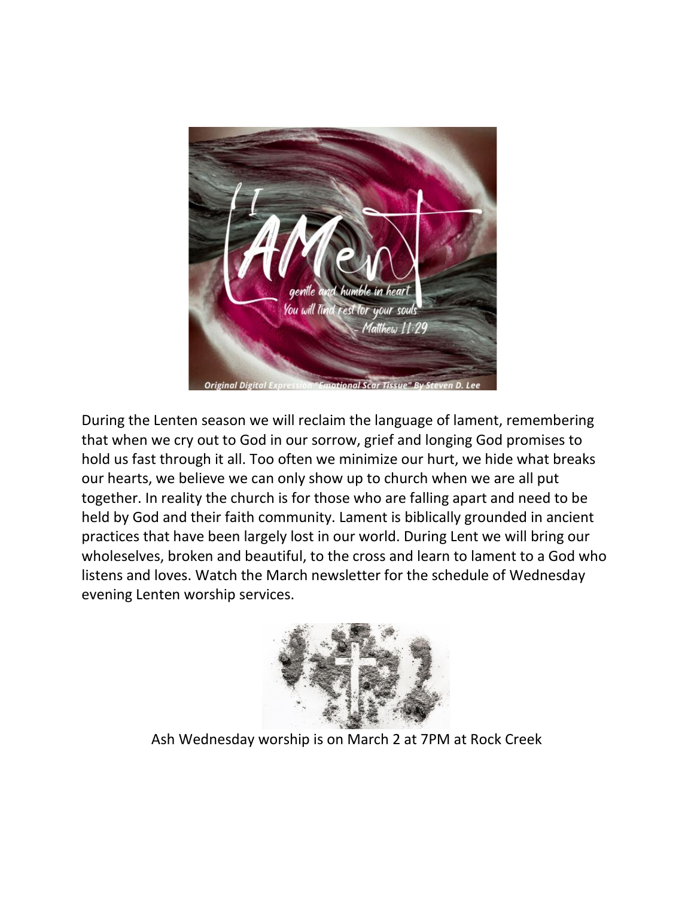During the Lenten season we will reclaim the language of lament, remembering that when we cry out to God in our sorrow, grief and longing God promises to hold us fast through it all. Too often we minimize our hurt, we hide what breaks our hearts, we believe we can only show up to church when we are all put together. In reality the church is for those who are falling apart and need to be held by God and their faith community. Lament is biblically grounded in ancient practices that have been largely lost in our world. During Lent we will bring our wholeselves, broken and beautiful, to the cross and learn to lament to a God who listens and loves. Watch the March newsletter for the schedule of Wednesday evening Lenten worship services.

Ash Wednesday worship is on March 2 at 7PM at Rock Creek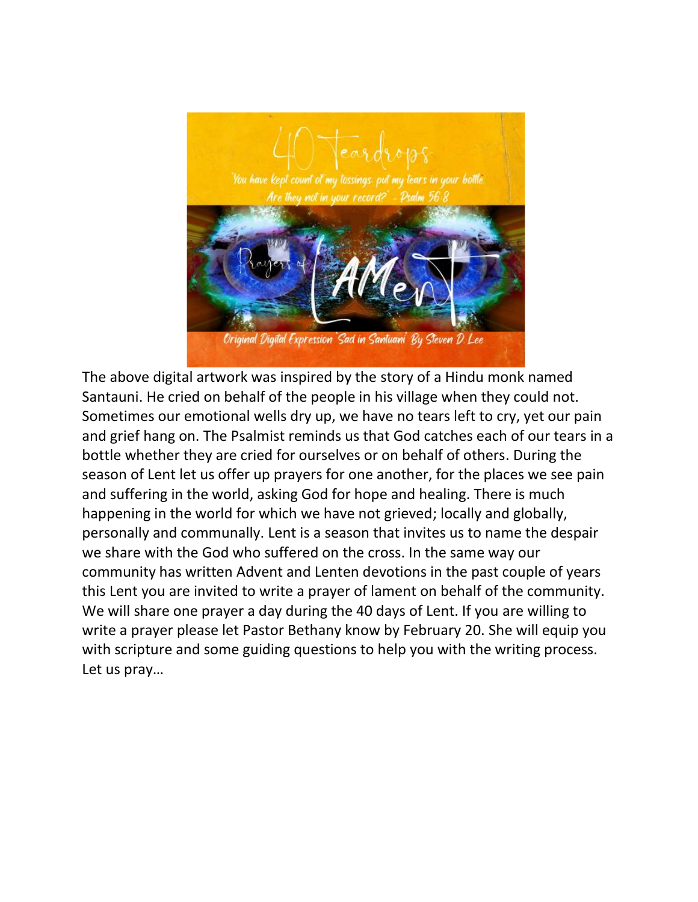40 Teardrops

'You have kept count of my tossings; put my tears in your bottle. Are they not in your record?' - Psalm 56:8

Prayers of LAMENT

Original Digital Expression 'Sad in Santuani' By Steven D Lee

The above digital artwork was inspired by the story of a Hindu monk named Santauni. He cried on behalf of the people in his village when they could not. Sometimes our emotional wells dry up, we have no tears left to cry, yet our pain and grief hang on. The Psalmist reminds us that God catches each of our tears in a bottle whether they are cried for ourselves or on behalf of others. During the season of Lent let us offer up prayers for one another, for the places we see pain and suffering in the world, asking God for hope and healing. There is much happening in the world for which we have not grieved; locally and globally, personally and communally. Lent is a season that invites us to name the despair we share with the God who suffered on the cross. In the same way our community has written Advent and Lenten devotions in the past couple of years this Lent you are invited to write a prayer of lament on behalf of the community. We will share one prayer a day during the 40 days of Lent. If you are willing to write a prayer please let Pastor Bethany know by February 20. She will equip you with scripture and some guiding questions to help you with the writing process. Let us pray…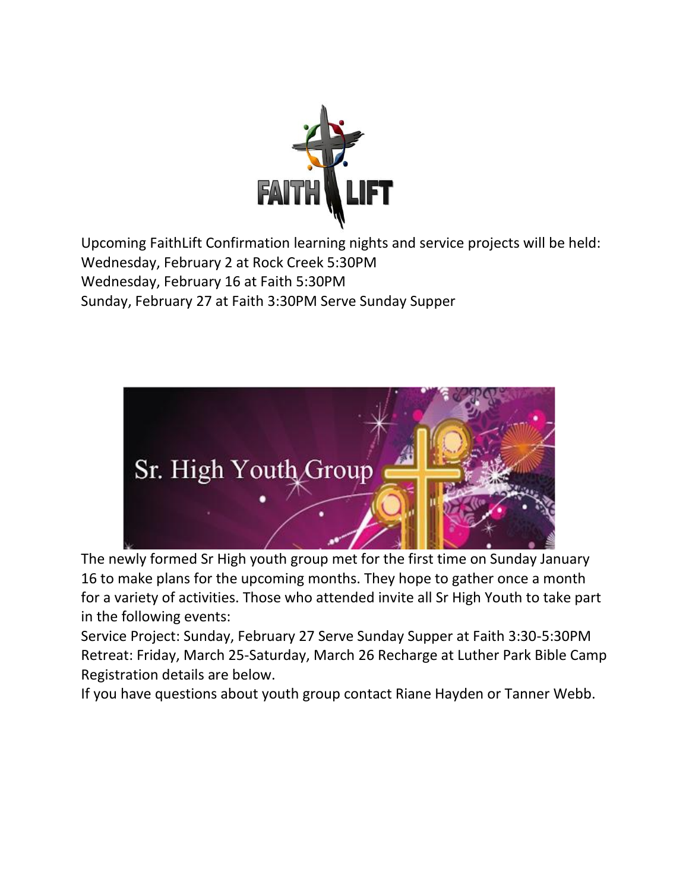Upcoming FaithLift Confirmation learning nights and service projects will be held:
Wednesday, February 2 at Rock Creek 5:30PM
Wednesday, February 16 at Faith 5:30PM
Sunday, February 27 at Faith 3:30PM Serve Sunday Supper

The newly formed Sr High youth group met for the first time on Sunday January 16 to make plans for the upcoming months. They hope to gather once a month for a variety of activities. Those who attended invite all Sr High Youth to take part in the following events:
Service Project: Sunday, February 27 Serve Sunday Supper at Faith 3:30-5:30PM
Retreat: Friday, March 25-Saturday, March 26 Recharge at Luther Park Bible Camp
Registration details are below.
If you have questions about youth group contact Riane Hayden or Tanner Webb.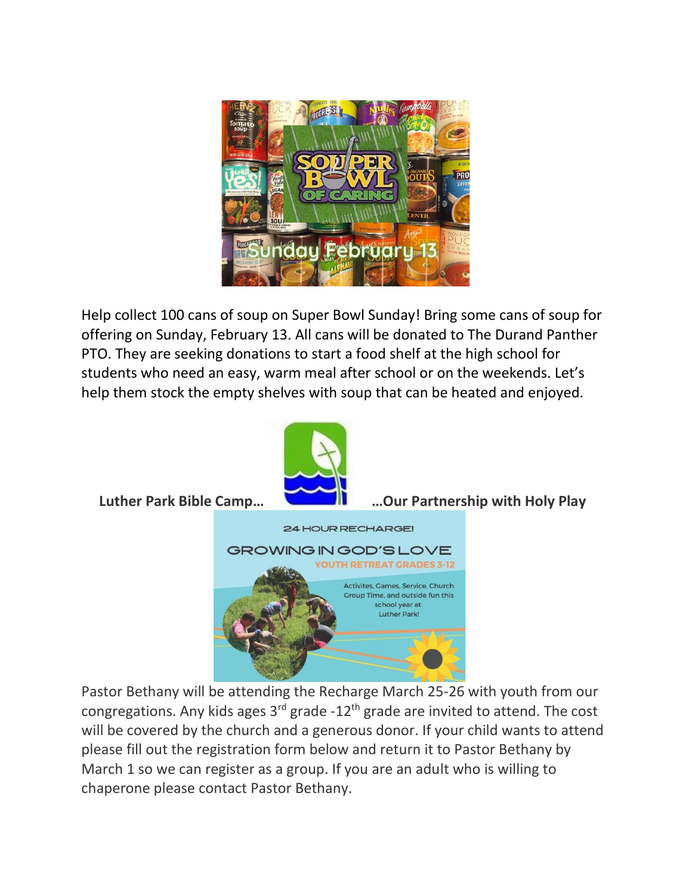Help collect 100 cans of soup on Super Bowl Sunday! Bring some cans of soup for offering on Sunday, February 13. All cans will be donated to The Durand Panther PTO. They are seeking donations to start a food shelf at the high school for students who need an easy, warm meal after school or on the weekends. Let's help them stock the empty shelves with soup that can be heated and enjoyed.

**Luther Park Bible Camp… …Our Partnership with Holy Play**

Pastor Bethany will be attending the Recharge March 25-26 with youth from our congregations. Any kids ages 3rd grade -12th grade are invited to attend. The cost will be covered by the church and a generous donor. If your child wants to attend please fill out the registration form below and return it to Pastor Bethany by March 1 so we can register as a group. If you are an adult who is willing to chaperone please contact Pastor Bethany.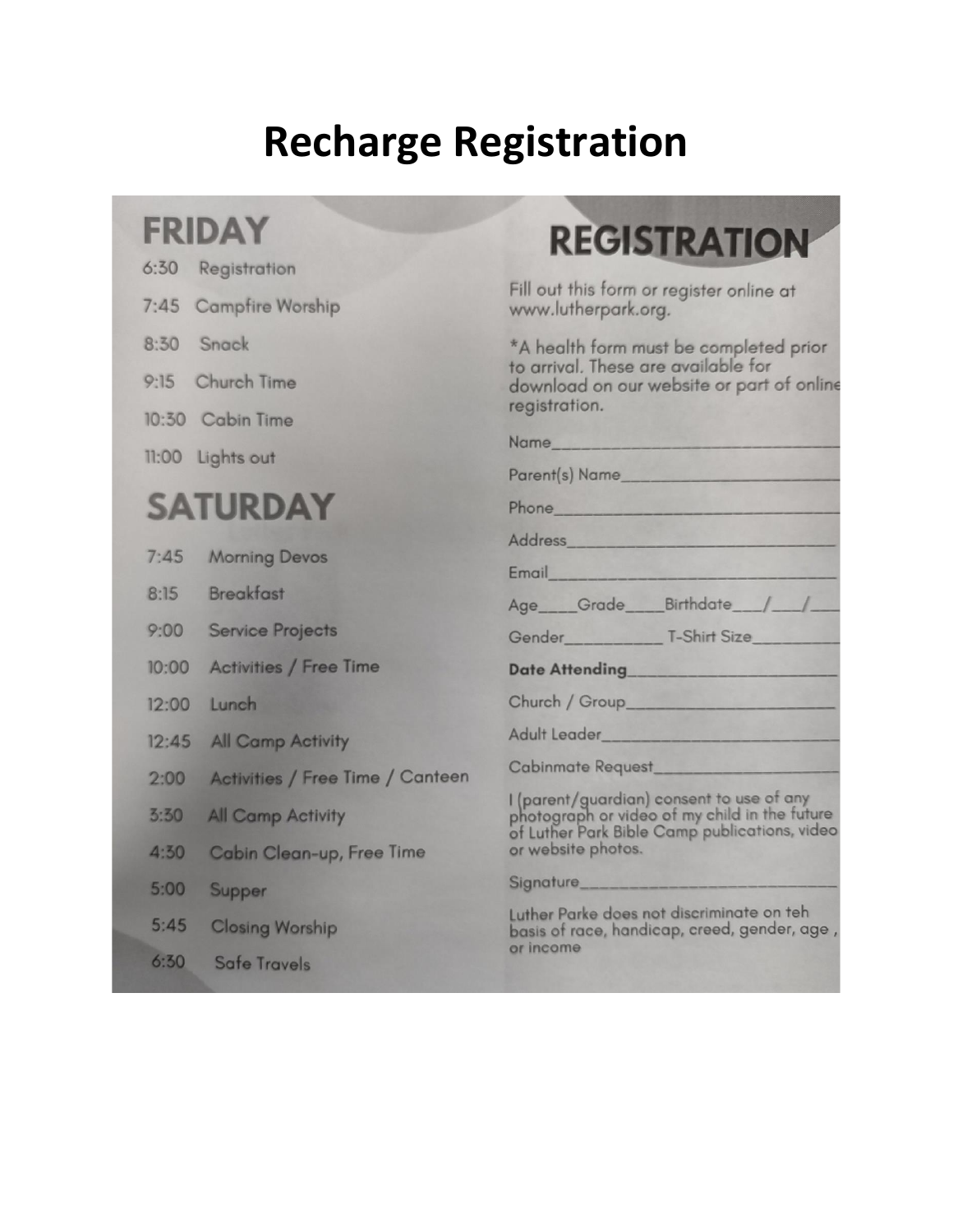# Recharge Registration

## FRIDAY

6:30 Registration

7:45 Campfire Worship

8:30 Snack

9:15 Church Time

10:30 Cabin Time

11:00 Lights out

## SATURDAY

7:45 Morning Devos

8:15 Breakfast

9:00 Service Projects

10:00 Activities / Free Time

12:00 Lunch

12:45 All Camp Activity

2:00 Activities / Free Time / Canteen

3:30 All Camp Activity

4:30 Cabin Clean-up, Free Time

5:00 Supper

5:45 Closing Worship

6:30 Safe Travels

## REGISTRATION

Fill out this form or register online at www.lutherpark.org.

*A health form must be completed prior to arrival. These are available for download on our website or part of online registration.

Name________________________________

Parent(s) Name________________________

Phone________________________________

Address______________________________

Email________________________________

Age____Grade____Birthdate___/___/___

Gender___________ T-Shirt Size__________

**Date Attending**______________________

Church / Group________________________

Adult Leader__________________________

Cabinmate Request_____________________

I (parent/guardian) consent to use of any photograph or video of my child in the future of Luther Park Bible Camp publications, video or website photos.

Signature_____________________________

Luther Parke does not discriminate on teh basis of race, handicap, creed, gender, age , or income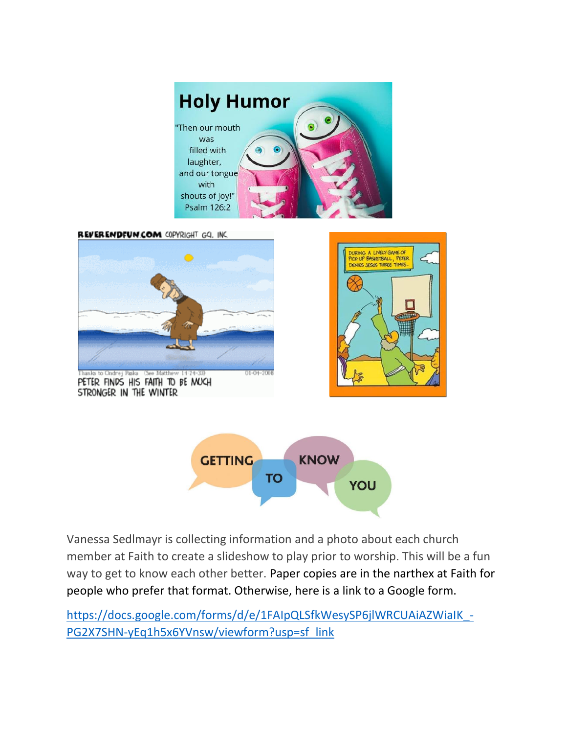# Holy Humor

"Then our mouth was filled with laughter, and our tongue with shouts of joy!" Psalm 126:2

REVERENDFUN.COM COPYRIGHT GCI, INC

PETER FINDS HIS FAITH TO BE MUCH STRONGER IN THE WINTER

DURING A LIVELY GAME OF PICK-UP BASKETBALL, PETER DENIES JESUS THREE TIMES.

## GETTING TO KNOW YOU

Vanessa Sedlmayr is collecting information and a photo about each church member at Faith to create a slideshow to play prior to worship. This will be a fun way to get to know each other better. Paper copies are in the narthex at Faith for people who prefer that format. Otherwise, here is a link to a Google form.

https://docs.google.com/forms/d/e/1FAIpQLSfkWesySP6jlWRCUAiAZWiaIK_-PG2X7SHN-yEq1h5x6YVnsw/viewform?usp=sf_link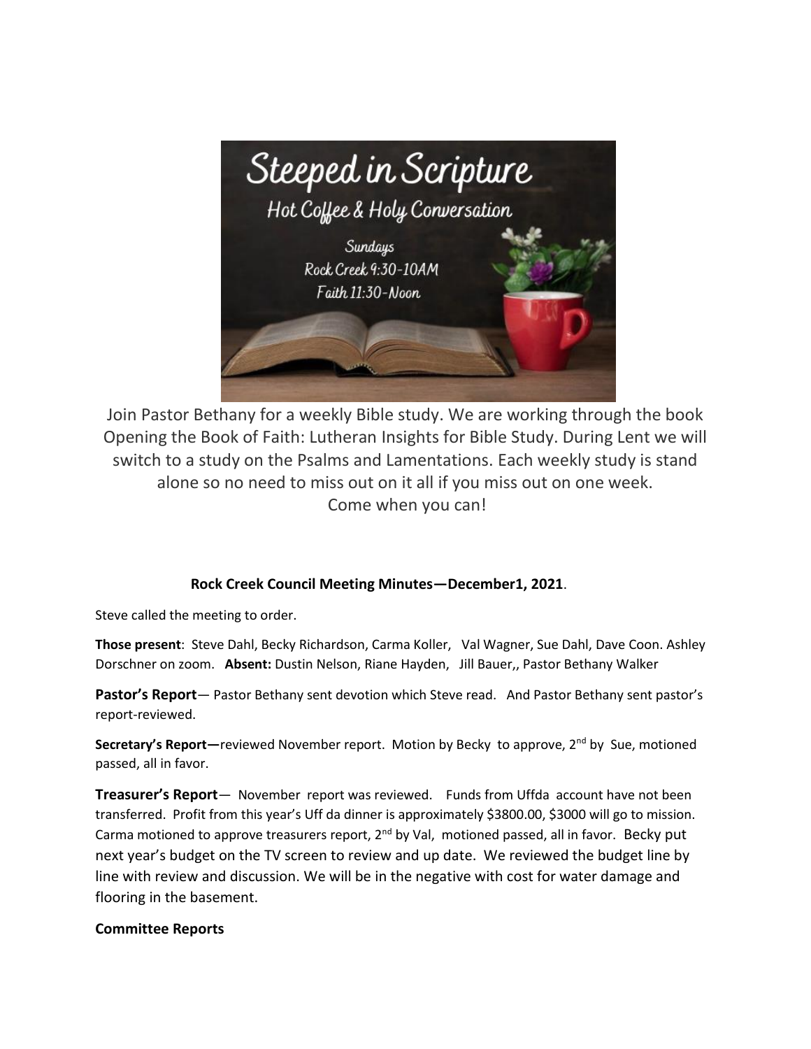Join Pastor Bethany for a weekly Bible study. We are working through the book Opening the Book of Faith: Lutheran Insights for Bible Study. During Lent we will switch to a study on the Psalms and Lamentations. Each weekly study is stand alone so no need to miss out on it all if you miss out on one week. Come when you can!

**Rock Creek Council Meeting Minutes—December1, 2021**.

Steve called the meeting to order.

**Those present**: Steve Dahl, Becky Richardson, Carma Koller, Val Wagner, Sue Dahl, Dave Coon. Ashley Dorschner on zoom. **Absent:** Dustin Nelson, Riane Hayden, Jill Bauer,, Pastor Bethany Walker

**Pastor's Report**— Pastor Bethany sent devotion which Steve read. And Pastor Bethany sent pastor's report-reviewed.

**Secretary's Report—**reviewed November report. Motion by Becky to approve, 2nd by Sue, motioned passed, all in favor.

**Treasurer's Report**— November report was reviewed. Funds from Uffda account have not been transferred. Profit from this year's Uff da dinner is approximately $3800.00, $3000 will go to mission. Carma motioned to approve treasurers report, 2nd by Val, motioned passed, all in favor. Becky put next year's budget on the TV screen to review and up date. We reviewed the budget line by line with review and discussion. We will be in the negative with cost for water damage and flooring in the basement.

**Committee Reports**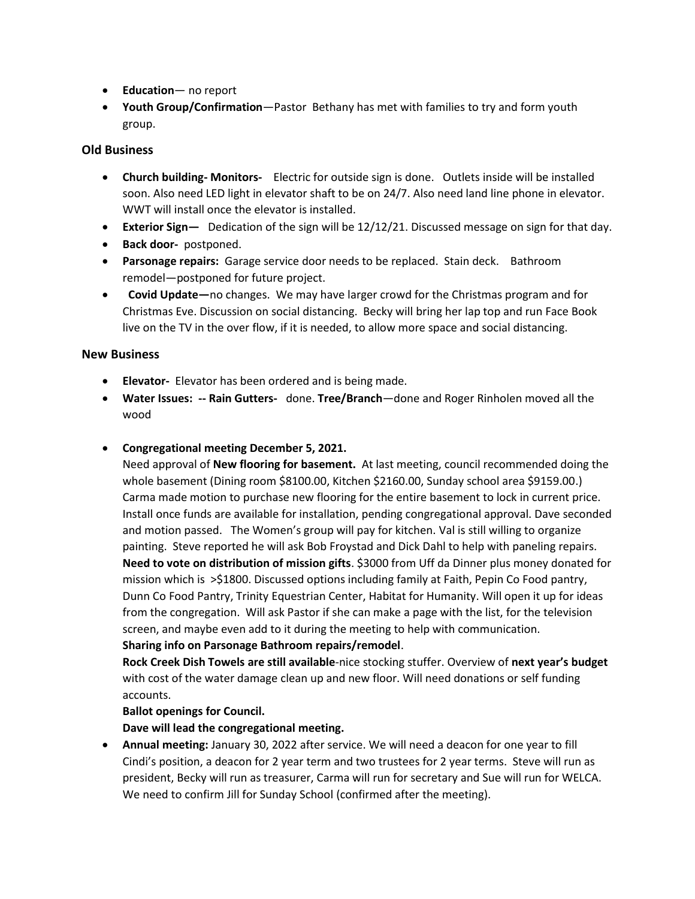- **Education**— no report
- **Youth Group/Confirmation**—Pastor Bethany has met with families to try and form youth group.

### Old Business

- **Church building- Monitors-** Electric for outside sign is done. Outlets inside will be installed soon. Also need LED light in elevator shaft to be on 24/7. Also need land line phone in elevator. WWT will install once the elevator is installed.
- **Exterior Sign—** Dedication of the sign will be 12/12/21. Discussed message on sign for that day.
- **Back door-** postponed.
- **Parsonage repairs:** Garage service door needs to be replaced. Stain deck. Bathroom remodel—postponed for future project.
- **Covid Update—**no changes. We may have larger crowd for the Christmas program and for Christmas Eve. Discussion on social distancing. Becky will bring her lap top and run Face Book live on the TV in the over flow, if it is needed, to allow more space and social distancing.

### New Business

- **Elevator-** Elevator has been ordered and is being made.
- **Water Issues: -- Rain Gutters-** done. **Tree/Branch**—done and Roger Rinholen moved all the wood

- **Congregational meeting December 5, 2021.**
  Need approval of **New flooring for basement.** At last meeting, council recommended doing the whole basement (Dining room $8100.00, Kitchen $2160.00, Sunday school area $9159.00.) Carma made motion to purchase new flooring for the entire basement to lock in current price. Install once funds are available for installation, pending congregational approval. Dave seconded and motion passed. The Women's group will pay for kitchen. Val is still willing to organize painting. Steve reported he will ask Bob Froystad and Dick Dahl to help with paneling repairs.
  **Need to vote on distribution of mission gifts**. $3000 from Uff da Dinner plus money donated for mission which is >$1800. Discussed options including family at Faith, Pepin Co Food pantry, Dunn Co Food Pantry, Trinity Equestrian Center, Habitat for Humanity. Will open it up for ideas from the congregation. Will ask Pastor if she can make a page with the list, for the television screen, and maybe even add to it during the meeting to help with communication.
  **Sharing info on Parsonage Bathroom repairs/remodel**.
  **Rock Creek Dish Towels are still available**-nice stocking stuffer. Overview of **next year's budget** with cost of the water damage clean up and new floor. Will need donations or self funding accounts.
  **Ballot openings for Council.**
  **Dave will lead the congregational meeting.**
- **Annual meeting:** January 30, 2022 after service. We will need a deacon for one year to fill Cindi's position, a deacon for 2 year term and two trustees for 2 year terms. Steve will run as president, Becky will run as treasurer, Carma will run for secretary and Sue will run for WELCA. We need to confirm Jill for Sunday School (confirmed after the meeting).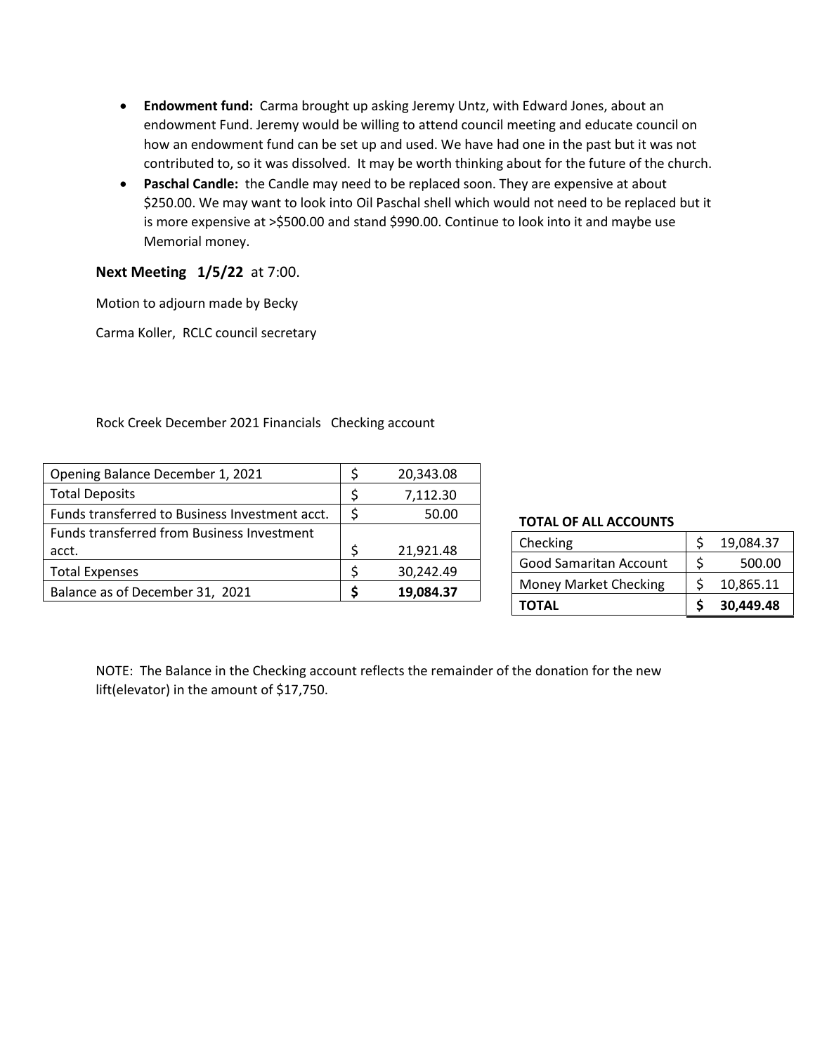- **Endowment fund:** Carma brought up asking Jeremy Untz, with Edward Jones, about an endowment Fund. Jeremy would be willing to attend council meeting and educate council on how an endowment fund can be set up and used. We have had one in the past but it was not contributed to, so it was dissolved. It may be worth thinking about for the future of the church.
- **Paschal Candle:** the Candle may need to be replaced soon. They are expensive at about $250.00. We may want to look into Oil Paschal shell which would not need to be replaced but it is more expensive at >$500.00 and stand $990.00. Continue to look into it and maybe use Memorial money.

**Next Meeting 1/5/22** at 7:00.

Motion to adjourn made by Becky

Carma Koller, RCLC council secretary

Rock Creek December 2021 Financials Checking account

| | | |
|---|---|---|
| Opening Balance December 1, 2021 | $ | 20,343.08 |
| Total Deposits | $ | 7,112.30 |
| Funds transferred to Business Investment acct. | $ | 50.00 |
| Funds transferred from Business Investment acct. | $ | 21,921.48 |
| Total Expenses | $ | 30,242.49 |
| Balance as of December 31, 2021 | **$** | **19,084.37** |

**TOTAL OF ALL ACCOUNTS**

| | | |
|---|---|---|
| Checking | $ | 19,084.37 |
| Good Samaritan Account | $ | 500.00 |
| Money Market Checking | $ | 10,865.11 |
| **TOTAL** | **$** | **30,449.48** |

NOTE: The Balance in the Checking account reflects the remainder of the donation for the new lift(elevator) in the amount of $17,750.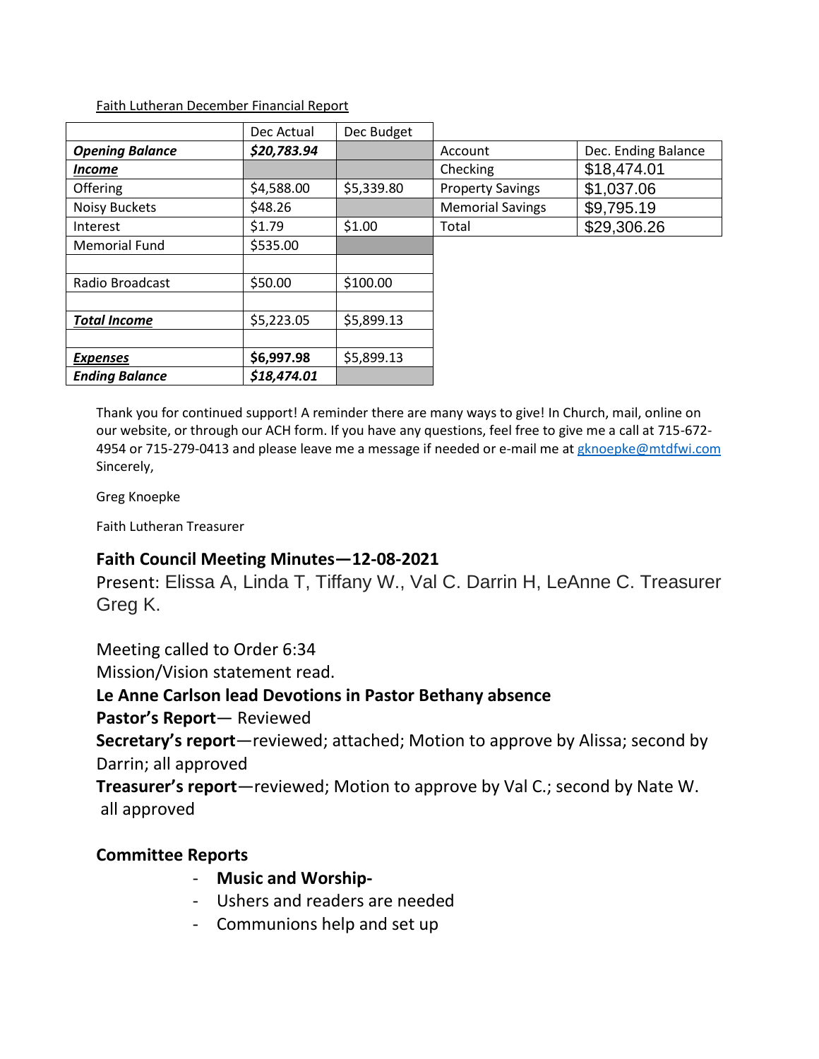<u>Faith Lutheran December Financial Report</u>

| | Dec Actual | Dec Budget |
|---|---|---|
| ***Opening Balance*** | ***$20,783.94*** | |
| ***<u>Income</u>*** | | |
| Offering | $4,588.00 | $5,339.80 |
| Noisy Buckets | $48.26 | |
| Interest | $1.79 | $1.00 |
| Memorial Fund | $535.00 | |
| | | |
| Radio Broadcast | $50.00 | $100.00 |
| | | |
| ***<u>Total Income</u>*** | $5,223.05 | $5,899.13 |
| | | |
| ***<u>Expenses</u>*** | **$6,997.98** | $5,899.13 |
| ***Ending Balance*** | ***$18,474.01*** | |

| Account | Dec. Ending Balance |
|---|---|
| Checking | $18,474.01 |
| Property Savings | $1,037.06 |
| Memorial Savings | $9,795.19 |
| Total | $29,306.26 |

Thank you for continued support! A reminder there are many ways to give! In Church, mail, online on our website, or through our ACH form. If you have any questions, feel free to give me a call at 715-672-4954 or 715-279-0413 and please leave me a message if needed or e-mail me at gknoepke@mtdfwi.com
Sincerely,

Greg Knoepke

Faith Lutheran Treasurer

## Faith Council Meeting Minutes—12-08-2021

Present: Elissa A, Linda T, Tiffany W., Val C. Darrin H, LeAnne C. Treasurer Greg K.

Meeting called to Order 6:34
Mission/Vision statement read.
**Le Anne Carlson lead Devotions in Pastor Bethany absence**
**Pastor's Report**— Reviewed
**Secretary's report**—reviewed; attached; Motion to approve by Alissa; second by Darrin; all approved
**Treasurer's report**—reviewed; Motion to approve by Val C.; second by Nate W. all approved

**Committee Reports**

- **Music and Worship-**
- Ushers and readers are needed
- Communions help and set up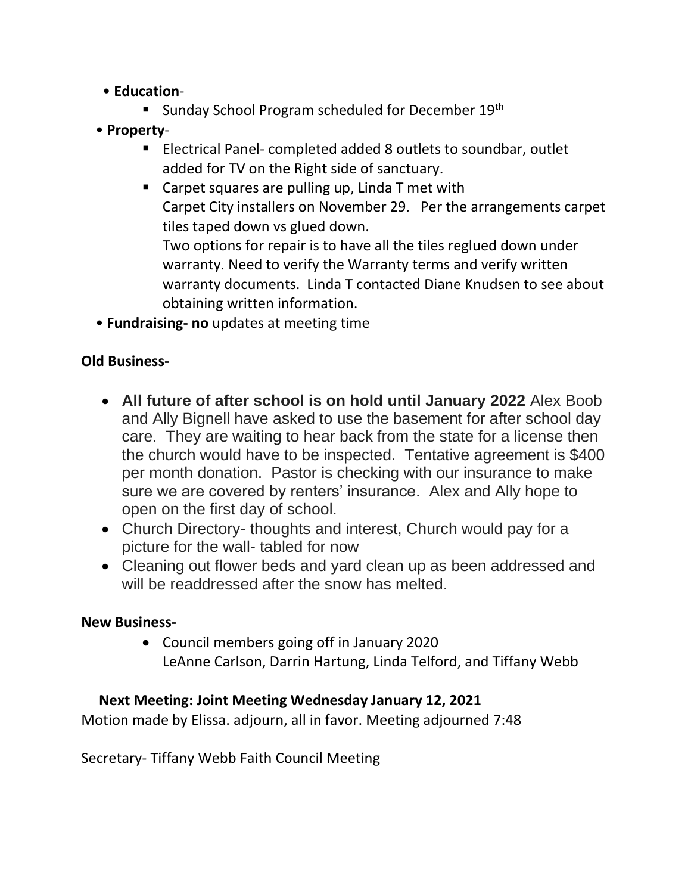- **Education**-
  - Sunday School Program scheduled for December 19th
- **Property**-
  - Electrical Panel- completed added 8 outlets to soundbar, outlet added for TV on the Right side of sanctuary.
  - Carpet squares are pulling up, Linda T met with Carpet City installers on November 29. Per the arrangements carpet tiles taped down vs glued down.
    Two options for repair is to have all the tiles reglued down under warranty. Need to verify the Warranty terms and verify written warranty documents. Linda T contacted Diane Knudsen to see about obtaining written information.
- **Fundraising- no** updates at meeting time

**Old Business-**

- **All future of after school is on hold until January 2022** Alex Boob and Ally Bignell have asked to use the basement for after school day care. They are waiting to hear back from the state for a license then the church would have to be inspected. Tentative agreement is $400 per month donation. Pastor is checking with our insurance to make sure we are covered by renters' insurance. Alex and Ally hope to open on the first day of school.
- Church Directory- thoughts and interest, Church would pay for a picture for the wall- tabled for now
- Cleaning out flower beds and yard clean up as been addressed and will be readdressed after the snow has melted.

**New Business-**

- Council members going off in January 2020
  LeAnne Carlson, Darrin Hartung, Linda Telford, and Tiffany Webb

**Next Meeting: Joint Meeting Wednesday January 12, 2021**

Motion made by Elissa. adjourn, all in favor. Meeting adjourned 7:48

Secretary- Tiffany Webb Faith Council Meeting